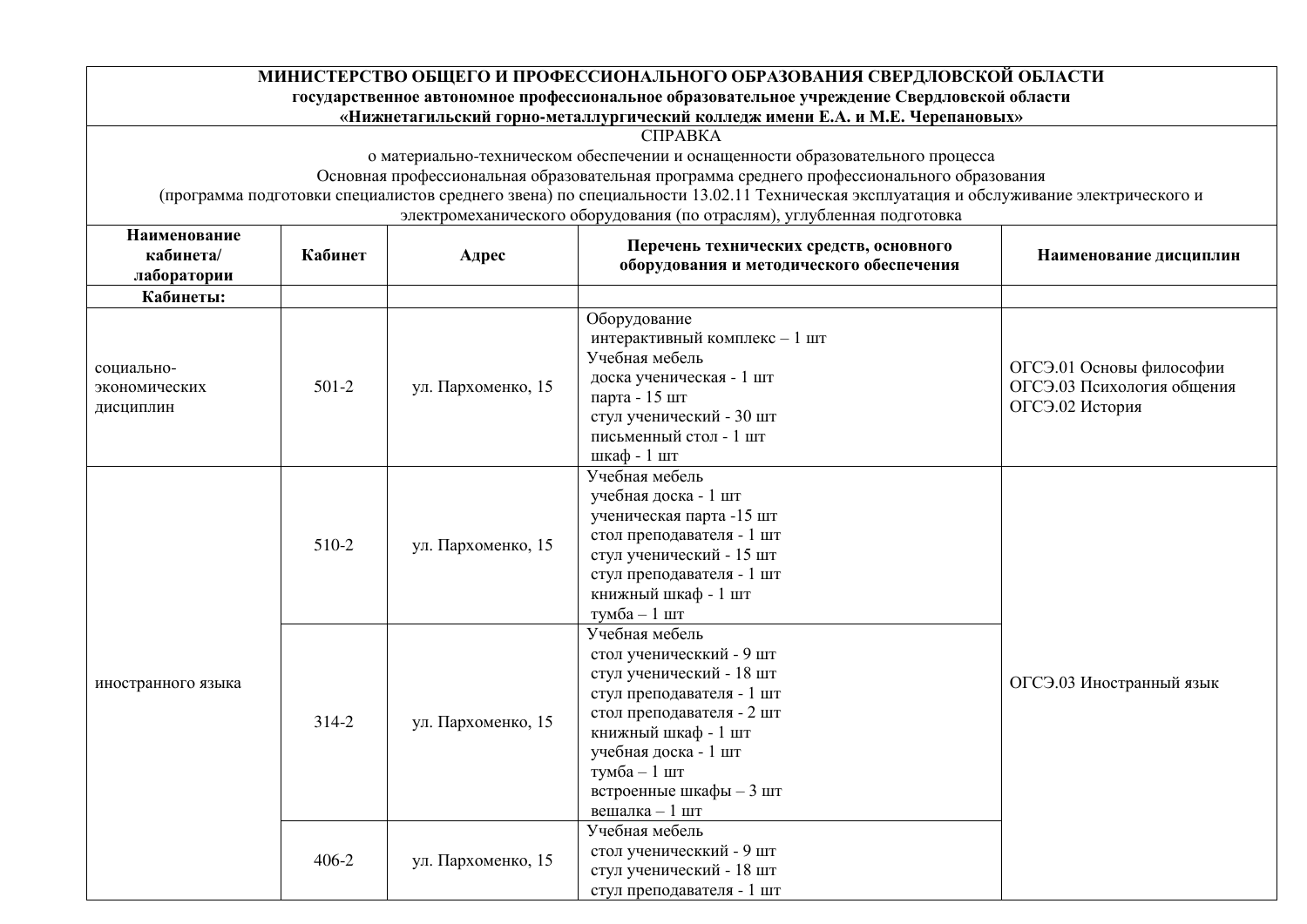**МИНИСТЕРСТВО ОБЩЕГО И ПРОФЕССИОНАЛЬНОГО ОБРАЗОВАНИЯ СВЕРДЛОВСКОЙ ОБЛАСТИ**
**государственное автономное профессиональное образовательное учреждение Свердловской области**
**«Нижнетагильский горно-металлургический колледж имени Е.А. и М.Е. Черепановых»**

СПРАВКА
о материально-техническом обеспечении и оснащенности образовательного процесса
Основная профессиональная образовательная программа среднего профессионального образования
(программа подготовки специалистов среднего звена) по специальности 13.02.11 Техническая эксплуатация и обслуживание электрического и электромеханического оборудования (по отраслям), углубленная подготовка

| Наименование кабинета/ лаборатории | Кабинет | Адрес | Перечень технических средств, основного оборудования и методического обеспечения | Наименование дисциплин |
|---|---|---|---|---|
| **Кабинеты:** | | | | |
| социально-экономических дисциплин | 501-2 | ул. Пархоменко, 15 | Оборудование<br>интерактивный комплекс – 1 шт<br>Учебная мебель<br>доска ученическая - 1 шт<br>парта - 15 шт<br>стул ученический - 30 шт<br>письменный стол - 1 шт<br>шкаф - 1 шт | ОГСЭ.01 Основы философии<br>ОГСЭ.03 Психология общения<br>ОГСЭ.02 История |
| иностранного языка | 510-2 | ул. Пархоменко, 15 | Учебная мебель<br>учебная доска - 1 шт<br>ученическая парта -15 шт<br>стол преподавателя - 1 шт<br>стул ученический - 15 шт<br>стул преподавателя - 1 шт<br>книжный шкаф - 1 шт<br>тумба – 1 шт | ОГСЭ.03 Иностранный язык |
| | 314-2 | ул. Пархоменко, 15 | Учебная мебель<br>стол ученическкий - 9 шт<br>стул ученический - 18 шт<br>стул преподавателя - 1 шт<br>стол преподавателя - 2 шт<br>книжный шкаф - 1 шт<br>учебная доска - 1 шт<br>тумба – 1 шт<br>встроенные шкафы – 3 шт<br>вешалка – 1 шт | |
| | 406-2 | ул. Пархоменко, 15 | Учебная мебель<br>стол ученическкий - 9 шт<br>стул ученический - 18 шт<br>стул преподавателя - 1 шт | |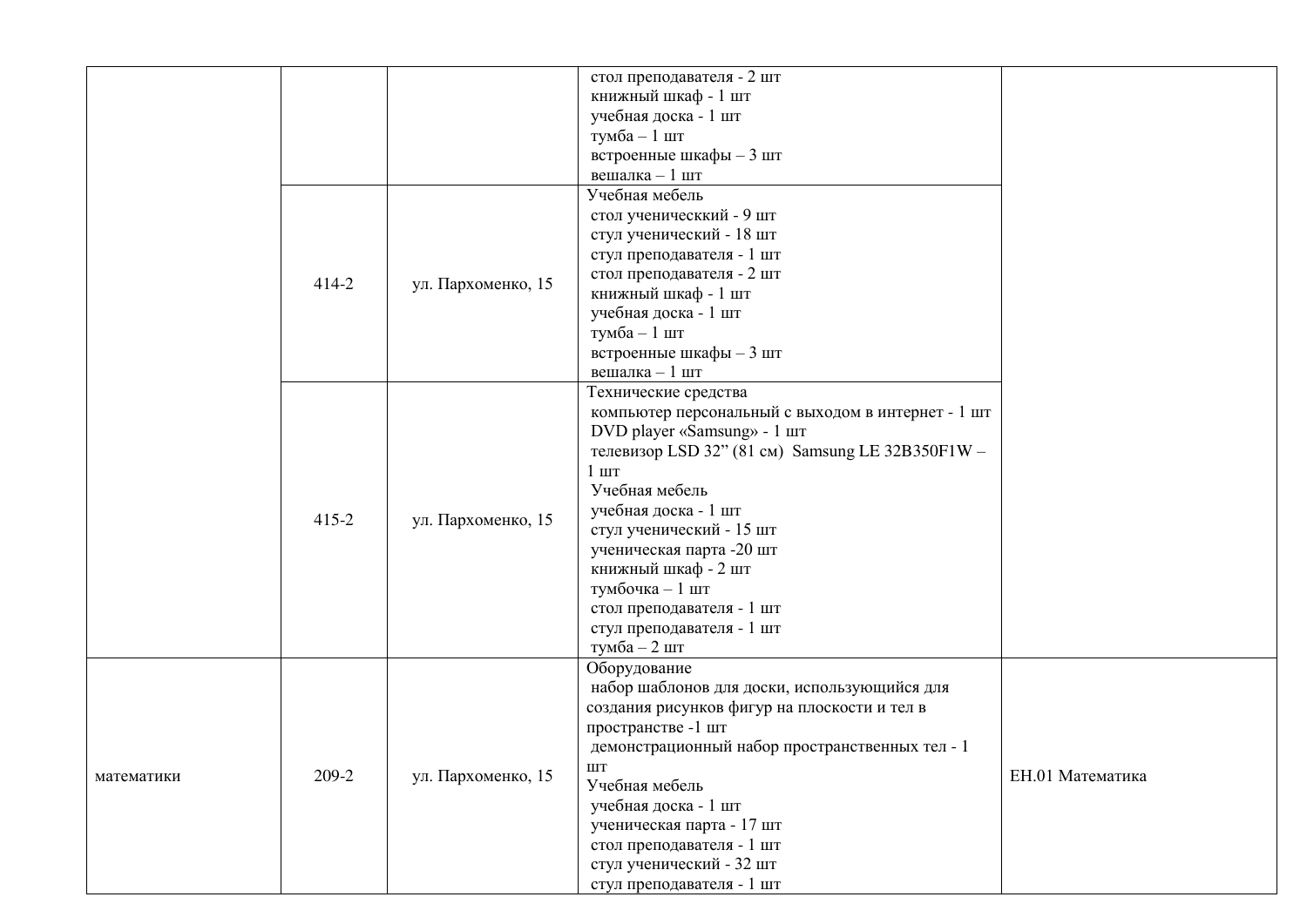| | | | | |
|---|---|---|---|---|
| | | | стол преподавателя - 2 шт<br>книжный шкаф - 1 шт<br>учебная доска - 1 шт<br>тумба – 1 шт<br>встроенные шкафы – 3 шт<br>вешалка – 1 шт | |
| | 414-2 | ул. Пархоменко, 15 | Учебная мебель<br>стол ученическкий - 9 шт<br>стул ученический - 18 шт<br>стул преподавателя - 1 шт<br>стол преподавателя - 2 шт<br>книжный шкаф - 1 шт<br>учебная доска - 1 шт<br>тумба – 1 шт<br>встроенные шкафы – 3 шт<br>вешалка – 1 шт | |
| | 415-2 | ул. Пархоменко, 15 | Технические средства<br>компьютер персональный с выходом в интернет - 1 шт<br>DVD player «Samsung» - 1 шт<br>телевизор LSD 32” (81 см) Samsung LE 32B350F1W – 1 шт<br>Учебная мебель<br>учебная доска - 1 шт<br>стул ученический - 15 шт<br>ученическая парта -20 шт<br>книжный шкаф - 2 шт<br>тумбочка – 1 шт<br>стол преподавателя - 1 шт<br>стул преподавателя - 1 шт<br>тумба – 2 шт | |
| математики | 209-2 | ул. Пархоменко, 15 | Оборудование<br>набор шаблонов для доски, использующийся для создания рисунков фигур на плоскости и тел в пространстве -1 шт<br>демонстрационный набор пространственных тел - 1 шт<br>Учебная мебель<br>учебная доска - 1 шт<br>ученическая парта - 17 шт<br>стол преподавателя - 1 шт<br>стул ученический - 32 шт<br>стул преподавателя - 1 шт | ЕН.01 Математика |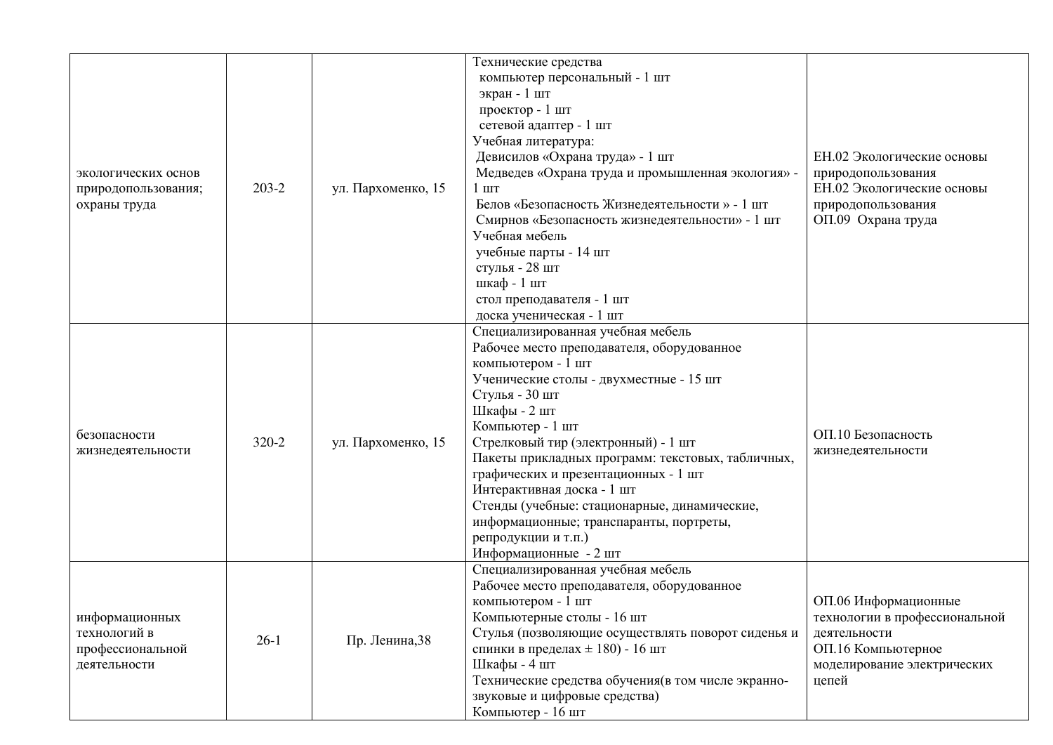| | | | | |
|---|---|---|---|---|
| экологических основ природопользования; охраны труда | 203-2 | ул. Пархоменко, 15 | Технические средства<br>компьютер персональный - 1 шт<br>экран - 1 шт<br>проектор - 1 шт<br>сетевой адаптер - 1 шт<br>Учебная литература:<br>Девисилов «Охрана труда» - 1 шт<br>Медведев «Охрана труда и промышленная экология» - 1 шт<br>Белов «Безопасность Жизнедеятельности » - 1 шт<br>Смирнов «Безопасность жизнедеятельности» - 1 шт<br>Учебная мебель<br>учебные парты - 14 шт<br>стулья - 28 шт<br>шкаф - 1 шт<br>стол преподавателя - 1 шт<br>доска ученическая - 1 шт | ЕН.02 Экологические основы природопользования<br>ЕН.02 Экологические основы природопользования<br>ОП.09 Охрана труда |
| безопасности жизнедеятельности | 320-2 | ул. Пархоменко, 15 | Специализированная учебная мебель<br>Рабочее место преподавателя, оборудованное компьютером - 1 шт<br>Ученические столы - двухместные - 15 шт<br>Стулья - 30 шт<br>Шкафы - 2 шт<br>Компьютер - 1 шт<br>Стрелковый тир (электронный) - 1 шт<br>Пакеты прикладных программ: текстовых, табличных, графических и презентационных - 1 шт<br>Интерактивная доска - 1 шт<br>Стенды (учебные: стационарные, динамические, информационные; транспаранты, портреты, репродукции и т.п.)<br>Информационные - 2 шт | ОП.10 Безопасность жизнедеятельности |
| информационных технологий в профессиональной деятельности | 26-1 | Пр. Ленина,38 | Специализированная учебная мебель<br>Рабочее место преподавателя, оборудованное компьютером - 1 шт<br>Компьютерные столы - 16 шт<br>Стулья (позволяющие осуществлять поворот сиденья и спинки в пределах ± 180) - 16 шт<br>Шкафы - 4 шт<br>Технические средства обучения(в том числе экранно-звуковые и цифровые средства)<br>Компьютер - 16 шт | ОП.06 Информационные технологии в профессиональной деятельности<br>ОП.16 Компьютерное моделирование электрических цепей |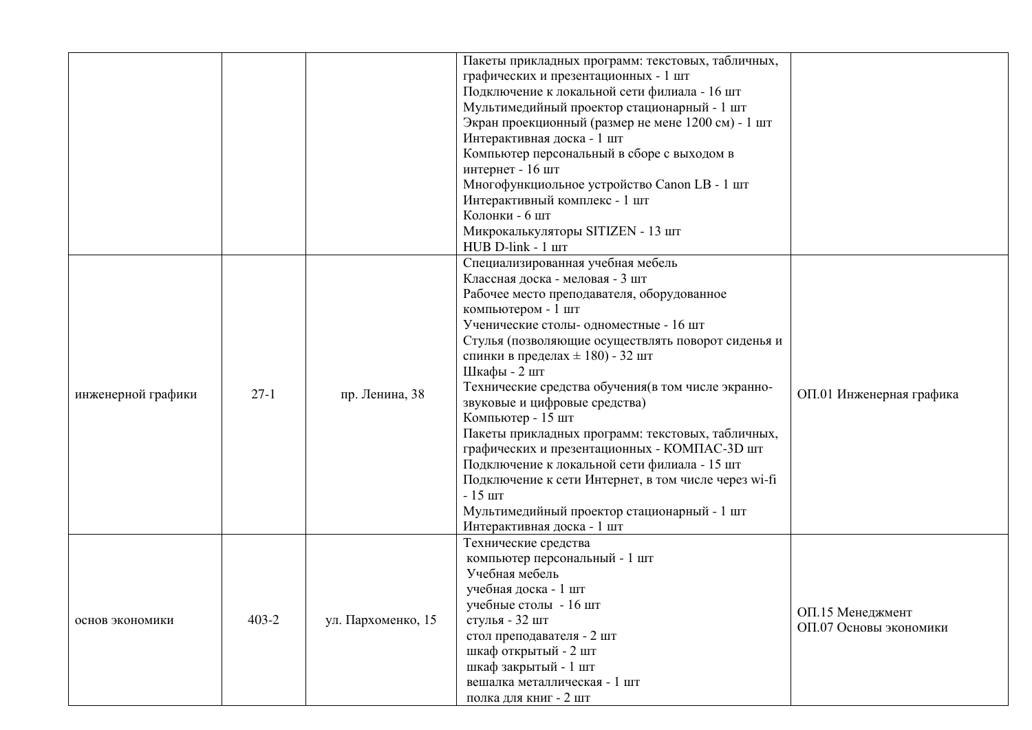|  |  |  |  |  |
|---|---|---|---|---|
|  |  |  | Пакеты прикладных программ: текстовых, табличных, графических и презентационных - 1 шт<br>Подключение к локальной сети филиала - 16 шт<br>Мультимедийный проектор стационарный - 1 шт<br>Экран проекционный (размер не мене 1200 см) - 1 шт<br>Интерактивная доска - 1 шт<br>Компьютер персональный в сборе с выходом в интернет - 16 шт<br>Многофункциольное устройство Canon LB - 1 шт<br>Интерактивный комплекс - 1 шт<br>Колонки - 6 шт<br>Микрокалькуляторы SITIZEN - 13 шт<br>HUB D-link - 1 шт |  |
| инженерной графики | 27-1 | пр. Ленина, 38 | Специализированная учебная мебель<br>Классная доска - меловая - 3 шт<br>Рабочее место преподавателя, оборудованное компьютером - 1 шт<br>Ученические столы- одноместные - 16 шт<br>Стулья (позволяющие осуществлять поворот сиденья и спинки в пределах ± 180) - 32 шт<br>Шкафы - 2 шт<br>Технические средства обучения(в том числе экранно-звуковые и цифровые средства)<br>Компьютер - 15 шт<br>Пакеты прикладных программ: текстовых, табличных, графических и презентационных - КОМПАС-3D шт<br>Подключение к локальной сети филиала - 15 шт<br>Подключение к сети Интернет, в том числе через wi-fi - 15 шт<br>Мультимедийный проектор стационарный - 1 шт<br>Интерактивная доска - 1 шт | ОП.01 Инженерная графика |
| основ экономики | 403-2 | ул. Пархоменко, 15 | Технические средства<br>компьютер персональный - 1 шт<br>Учебная мебель<br>учебная доска - 1 шт<br>учебные столы - 16 шт<br>стулья - 32 шт<br>стол преподавателя - 2 шт<br>шкаф открытый - 2 шт<br>шкаф закрытый - 1 шт<br>вешалка металлическая - 1 шт<br>полка для книг - 2 шт | ОП.15 Менеджмент<br>ОП.07 Основы экономики |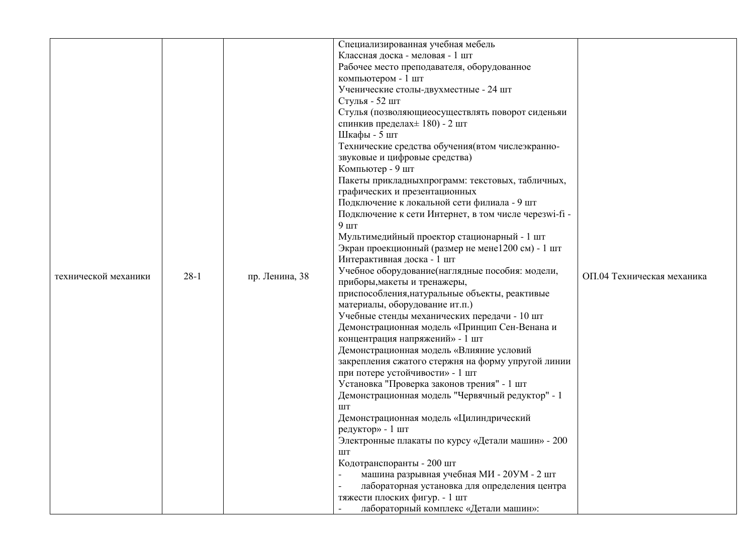| технической механики | 28-1 | пр. Ленина, 38 | Специализированная учебная мебель<br>Классная доска - меловая - 1 шт<br>Рабочее место преподавателя, оборудованное компьютером - 1 шт<br>Ученические столы-двухместные - 24 шт<br>Стулья - 52 шт<br>Стулья (позволяющиеосуществлять поворот сиденьяи спинкив пределах± 180) - 2 шт<br>Шкафы - 5 шт<br>Технические средства обучения(втом числеэкранно-звуковые и цифровые средства)<br>Компьютер - 9 шт<br>Пакеты прикладныхпрограмм: текстовых, табличных, графических и презентационных<br>Подключение к локальной сети филиала - 9 шт<br>Подключение к сети Интернет, в том числе черезwi-fi - 9 шт<br>Мультимедийный проектор стационарный - 1 шт<br>Экран проекционный (размер не мене1200 см) - 1 шт<br>Интерактивная доска - 1 шт<br>Учебное оборудование(наглядные пособия: модели, приборы,макеты и тренажеры, приспособления,натуральные объекты, реактивые материалы, оборудование ит.п.)<br>Учебные стенды механических передачи - 10 шт<br>Демонстрационная модель «Принцип Сен-Венана и концентрация напряжений» - 1 шт<br>Демонстрационная модель «Влияние условий закрепления сжатого стержня на форму упругой линии при потере устойчивости» - 1 шт<br>Установка "Проверка законов трения" - 1 шт<br>Демонстрационная модель "Червячный редуктор" - 1 шт<br>Демонстрационная модель «Цилиндрический редуктор» - 1 шт<br>Электронные плакаты по курсу «Детали машин» - 200 шт<br>Кодотранспоранты - 200 шт<br>- машина разрывная учебная МИ - 20УМ - 2 шт<br>- лабораторная установка для определения центра тяжести плоских фигур. - 1 шт<br>- лабораторный комплекс «Детали машин»: | ОП.04 Техническая механика |
|---|---|---|---|---|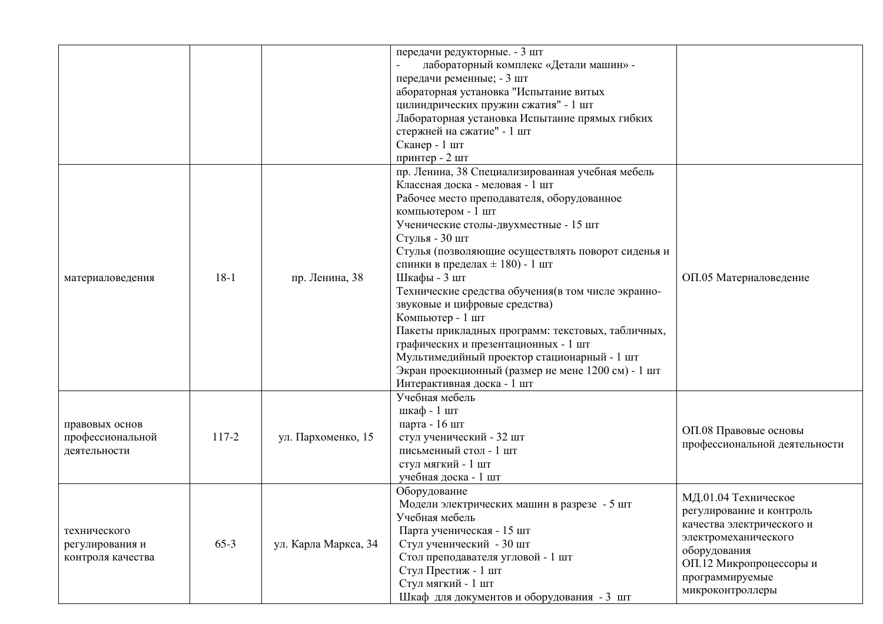| | | | | |
|---|---|---|---|---|
| | | | передачи редукторные. - 3 шт<br>- лабораторный комплекс «Детали машин» - передачи ременные; - 3 шт<br>абораторная установка "Испытание витых цилиндрических пружин сжатия" - 1 шт<br>Лабораторная установка Испытание прямых гибких стержней на сжатие" - 1 шт<br>Сканер - 1 шт<br>принтер - 2 шт | |
| материаловедения | 18-1 | пр. Ленина, 38 | пр. Ленина, 38 Специализированная учебная мебель<br>Классная доска - меловая - 1 шт<br>Рабочее место преподавателя, оборудованное компьютером - 1 шт<br>Ученические столы-двухместные - 15 шт<br>Стулья - 30 шт<br>Стулья (позволяющие осуществлять поворот сиденья и спинки в пределах ± 180) - 1 шт<br>Шкафы - 3 шт<br>Технические средства обучения(в том числе экранно-звуковые и цифровые средства)<br>Компьютер - 1 шт<br>Пакеты прикладных программ: текстовых, табличных, графических и презентационных - 1 шт<br>Мультимедийный проектор стационарный - 1 шт<br>Экран проекционный (размер не мене 1200 см) - 1 шт<br>Интерактивная доска - 1 шт | ОП.05 Материаловедение |
| правовых основ профессиональной деятельности | 117-2 | ул. Пархоменко, 15 | Учебная мебель<br>шкаф - 1 шт<br>парта - 16 шт<br>стул ученический - 32 шт<br>письменный стол - 1 шт<br>стул мягкий - 1 шт<br>учебная доска - 1 шт | ОП.08 Правовые основы профессиональной деятельности |
| технического регулирования и контроля качества | 65-3 | ул. Карла Маркса, 34 | Оборудование<br>Модели электрических машин в разрезе - 5 шт<br>Учебная мебель<br>Парта ученическая - 15 шт<br>Стул ученический - 30 шт<br>Стол преподавателя угловой - 1 шт<br>Стул Престиж - 1 шт<br>Стул мягкий - 1 шт<br>Шкаф для документов и оборудования - 3 шт | МД.01.04 Техническое регулирование и контроль качества электрического и электромеханического оборудования<br>ОП.12 Микропроцессоры и программируемые микроконтроллеры |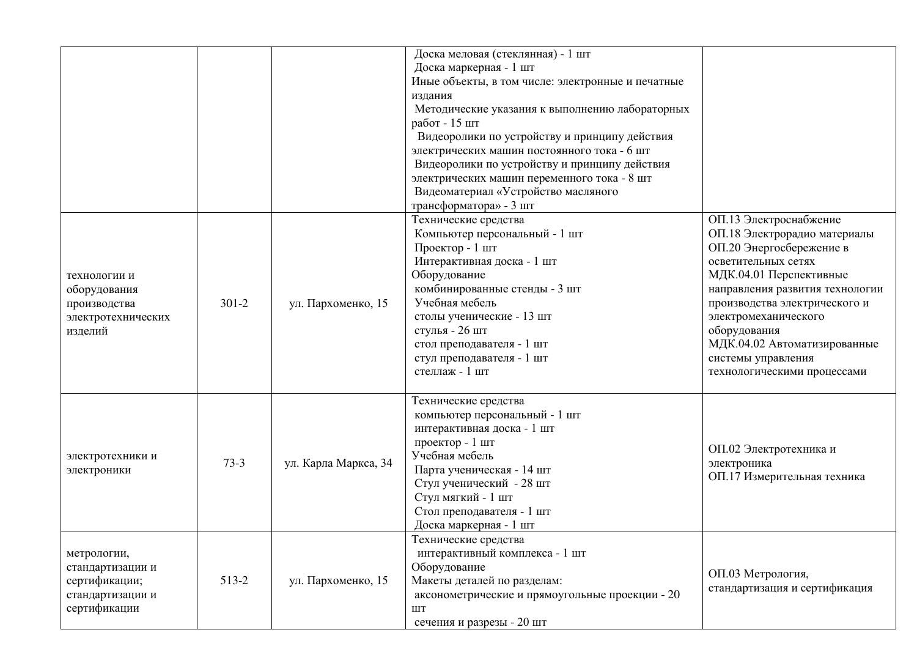| | | | | |
|---|---|---|---|---|
| | | | Доска меловая (стеклянная) - 1 шт<br>Доска маркерная - 1 шт<br>Иные объекты, в том числе: электронные и печатные издания<br>Методические указания к выполнению лабораторных работ - 15 шт<br>Видеоролики по устройству и принципу действия электрических машин постоянного тока - 6 шт<br>Видеоролики по устройству и принципу действия электрических машин переменного тока - 8 шт<br>Видеоматериал «Устройство масляного трансформатора» - 3 шт | |
| технологии и оборудования производства электротехнических изделий | 301-2 | ул. Пархоменко, 15 | Технические средства<br>Компьютер персональный - 1 шт<br>Проектор - 1 шт<br>Интерактивная доска - 1 шт<br>Оборудование<br>комбинированные стенды - 3 шт<br>Учебная мебель<br>столы ученические - 13 шт<br>стулья - 26 шт<br>стол преподавателя - 1 шт<br>стул преподавателя - 1 шт<br>стеллаж - 1 шт | ОП.13 Электроснабжение<br>ОП.18 Электрорадио материалы<br>ОП.20 Энергосбережение в осветительных сетях<br>МДК.04.01 Перспективные направления развития технологии производства электрического и электромеханического оборудования<br>МДК.04.02 Автоматизированные системы управления технологическими процессами |
| электротехники и электроники | 73-3 | ул. Карла Маркса, 34 | Технические средства<br>компьютер персональный - 1 шт<br>интерактивная доска - 1 шт<br>проектор - 1 шт<br>Учебная мебель<br>Парта ученическая - 14 шт<br>Стул ученический - 28 шт<br>Стул мягкий - 1 шт<br>Стол преподавателя - 1 шт<br>Доска маркерная - 1 шт | ОП.02 Электротехника и электроника<br>ОП.17 Измерительная техника |
| метрологии, стандартизации и сертификации; стандартизации и сертификации | 513-2 | ул. Пархоменко, 15 | Технические средства<br>интерактивный комплекса - 1 шт<br>Оборудование<br>Макеты деталей по разделам:<br>аксонометрические и прямоугольные проекции - 20 шт<br>сечения и разрезы - 20 шт | ОП.03 Метрология, стандартизация и сертификация |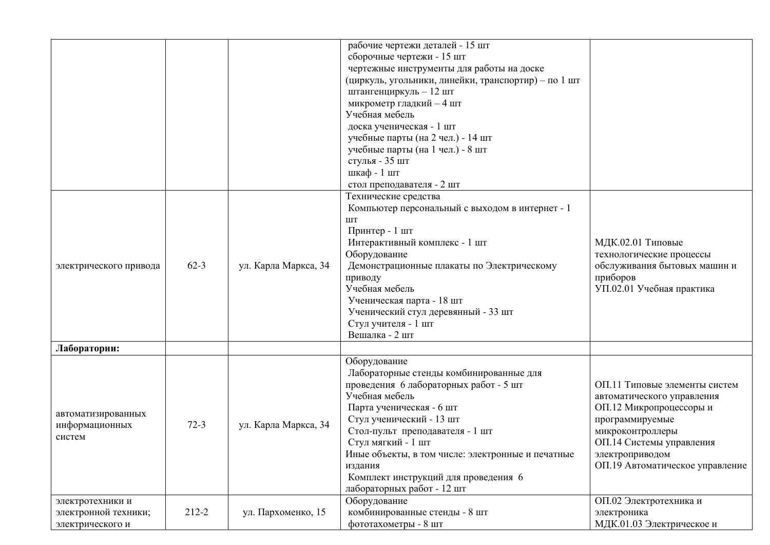| | | | | |
|---|---|---|---|---|
| | | | рабочие чертежи деталей - 15 шт<br>сборочные чертежи - 15 шт<br>чертежные инструменты для работы на доске (циркуль, угольники, линейки, транспортир) – по 1 шт<br>штангенциркуль – 12 шт<br>микрометр гладкий – 4 шт<br>Учебная мебель<br>доска ученическая - 1 шт<br>учебные парты (на 2 чел.) - 14 шт<br>учебные парты (на 1 чел.) - 8 шт<br>стулья - 35 шт<br>шкаф - 1 шт<br>стол преподавателя - 2 шт | |
| электрического привода | 62-3 | ул. Карла Маркса, 34 | Технические средства<br>Компьютер персональный с выходом в интернет - 1 шт<br>Принтер - 1 шт<br>Интерактивный комплекс - 1 шт<br>Оборудование<br>Демонстрационные плакаты по Электрическому приводу<br>Учебная мебель<br>Ученическая парта - 18 шт<br>Ученический стул деревянный - 33 шт<br>Стул учителя - 1 шт<br>Вешалка - 2 шт | МДК.02.01 Типовые технологические процессы обслуживания бытовых машин и приборов<br>УП.02.01 Учебная практика |
| **Лаборатории:** | | | | |
| автоматизированных информационных систем | 72-3 | ул. Карла Маркса, 34 | Оборудование<br>Лабораторные стенды комбинированные для проведения 6 лабораторных работ - 5 шт<br>Учебная мебель<br>Парта ученическая - 6 шт<br>Стул ученический - 13 шт<br>Стол-пульт преподавателя - 1 шт<br>Стул мягкий - 1 шт<br>Иные объекты, в том числе: электронные и печатные издания<br>Комплект инструкций для проведения 6 лабораторных работ - 12 шт | ОП.11 Типовые элементы систем автоматического управления<br>ОП.12 Микропроцессоры и программируемые микроконтроллеры<br>ОП.14 Системы управления электроприводом<br>ОП.19 Автоматическое управление |
| электротехники и электронной техники; электрического и | 212-2 | ул. Пархоменко, 15 | Оборудование<br>комбинированные стенды - 8 шт<br>фототахометры - 8 шт | ОП.02 Электротехника и электроника<br>МДК.01.03 Электрическое и |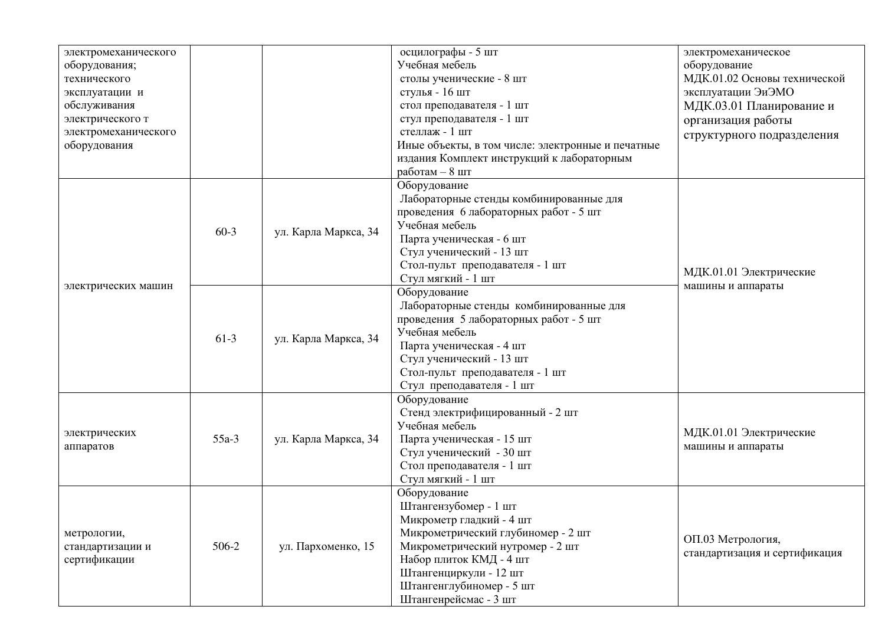| | | | | |
|---|---|---|---|---|
| электромеханического оборудования; технического эксплуатации и обслуживания электрического т электромеханического оборудования | | | осцилографы - 5 шт<br>Учебная мебель<br>столы ученические - 8 шт<br>стулья - 16 шт<br>стол преподавателя - 1 шт<br>стул преподавателя - 1 шт<br>стеллаж - 1 шт<br>Иные объекты, в том числе: электронные и печатные издания Комплект инструкций к лабораторным работам – 8 шт | электромеханическое оборудование<br>МДК.01.02 Основы технической эксплуатации ЭиЭМО<br>МДК.03.01 Планирование и организация работы структурного подразделения |
| электрических машин | 60-3 | ул. Карла Маркса, 34 | Оборудование<br>Лабораторные стенды комбинированные для проведения 6 лабораторных работ - 5 шт<br>Учебная мебель<br>Парта ученическая - 6 шт<br>Стул ученический - 13 шт<br>Стол-пульт преподавателя - 1 шт<br>Стул мягкий - 1 шт | МДК.01.01 Электрические машины и аппараты |
| | 61-3 | ул. Карла Маркса, 34 | Оборудование<br>Лабораторные стенды комбинированные для проведения 5 лабораторных работ - 5 шт<br>Учебная мебель<br>Парта ученическая - 4 шт<br>Стул ученический - 13 шт<br>Стол-пульт преподавателя - 1 шт<br>Стул преподавателя - 1 шт | |
| электрических аппаратов | 55а-3 | ул. Карла Маркса, 34 | Оборудование<br>Стенд электрифицированный - 2 шт<br>Учебная мебель<br>Парта ученическая - 15 шт<br>Стул ученический - 30 шт<br>Стол преподавателя - 1 шт<br>Стул мягкий - 1 шт | МДК.01.01 Электрические машины и аппараты |
| метрологии, стандартизации и сертификации | 506-2 | ул. Пархоменко, 15 | Оборудование<br>Штангензубомер - 1 шт<br>Микрометр гладкий - 4 шт<br>Микрометрический глубиномер - 2 шт<br>Микрометрический нутромер - 2 шт<br>Набор плиток КМД - 4 шт<br>Штангенциркули - 12 шт<br>Штангенглубиномер - 5 шт<br>Штангенрейсмас - 3 шт | ОП.03 Метрология, стандартизация и сертификация |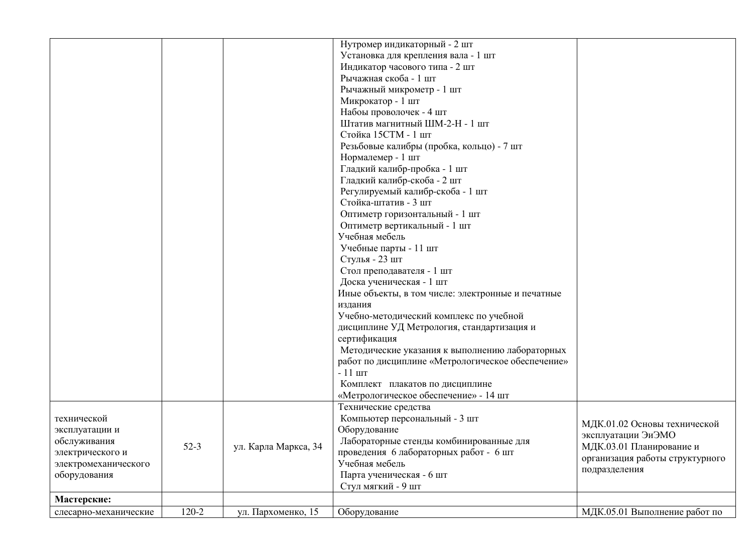|  |  |  |  |  |
| --- | --- | --- | --- | --- |
|  |  |  | Нутромер индикаторный - 2 шт<br>Установка для крепления вала - 1 шт<br>Индикатор часового типа - 2 шт<br>Рычажная скоба - 1 шт<br>Рычажный микрометр - 1 шт<br>Микрокатор - 1 шт<br>Набоы проволочек - 4 шт<br>Штатив магнитный ШМ-2-Н - 1 шт<br>Стойка 15СТМ - 1 шт<br>Резьбовые калибры (пробка, кольцо) - 7 шт<br>Нормалемер - 1 шт<br>Гладкий калибр-пробка - 1 шт<br>Гладкий калибр-скоба - 2 шт<br>Регулируемый калибр-скоба - 1 шт<br>Стойка-штатив - 3 шт<br>Оптиметр горизонтальный - 1 шт<br>Оптиметр вертикальный - 1 шт<br>Учебная мебель<br>Учебные парты - 11 шт<br>Стулья - 23 шт<br>Стол преподавателя - 1 шт<br>Доска ученическая - 1 шт<br>Иные объекты, в том числе: электронные и печатные издания<br>Учебно-методический комплекс по учебной дисциплине УД Метрология, стандартизация и сертификация<br>Методические указания к выполнению лабораторных работ по дисциплине «Метрологическое обеспечение» - 11 шт<br>Комплект плакатов по дисциплине «Метрологическое обеспечение» - 14 шт |  |
| технической эксплуатации и обслуживания электрического и электромеханического оборудования | 52-3 | ул. Карла Маркса, 34 | Технические средства<br>Компьютер персональный - 3 шт<br>Оборудование<br>Лабораторные стенды комбинированные для проведения 6 лабораторных работ - 6 шт<br>Учебная мебель<br>Парта ученическая - 6 шт<br>Стул мягкий - 9 шт | МДК.01.02 Основы технической эксплуатации ЭиЭМО<br>МДК.03.01 Планирование и организация работы структурного подразделения |
| **Мастерские:** |  |  |  |  |
| слесарно-механические | 120-2 | ул. Пархоменко, 15 | Оборудование | МДК.05.01 Выполнение работ по |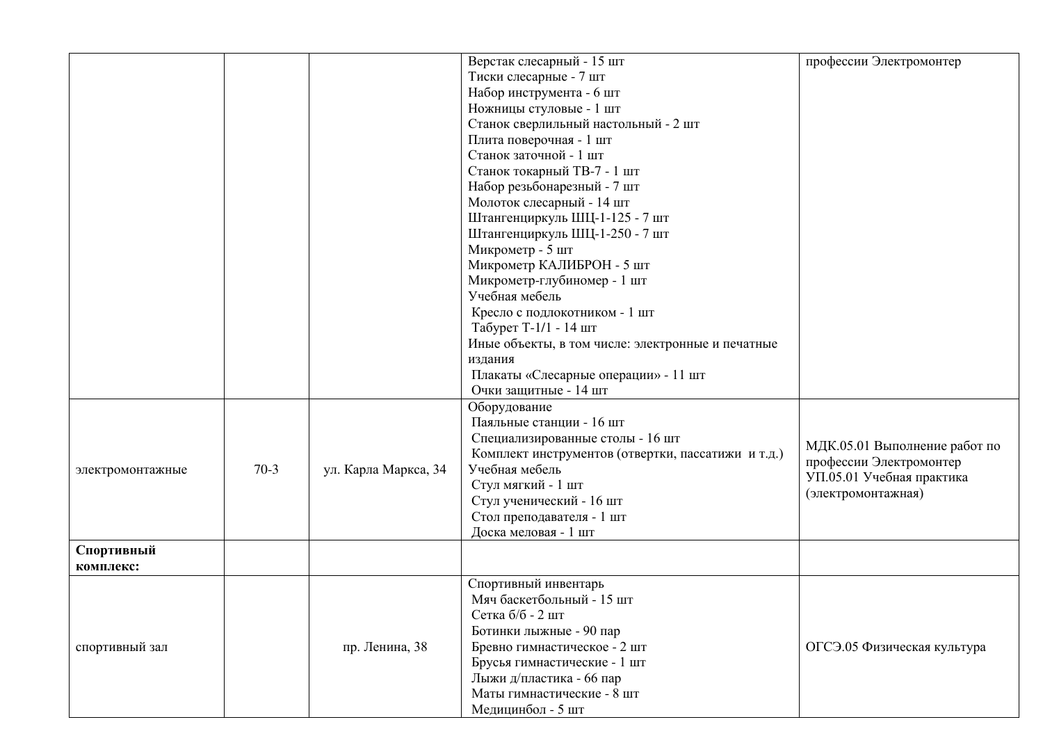| | | | | |
|---|---|---|---|---|
| | | | Верстак слесарный - 15 шт<br>Тиски слесарные - 7 шт<br>Набор инструмента - 6 шт<br>Ножницы стуловые - 1 шт<br>Станок сверлильный настольный - 2 шт<br>Плита поверочная - 1 шт<br>Станок заточной - 1 шт<br>Станок токарный ТВ-7 - 1 шт<br>Набор резьбонарезный - 7 шт<br>Молоток слесарный - 14 шт<br>Штангенциркуль ШЦ-1-125 - 7 шт<br>Штангенциркуль ШЦ-1-250 - 7 шт<br>Микрометр - 5 шт<br>Микрометр КАЛИБРОН - 5 шт<br>Микрометр-глубиномер - 1 шт<br>Учебная мебель<br>Кресло с подлокотником - 1 шт<br>Табурет Т-1/1 - 14 шт<br>Иные объекты, в том числе: электронные и печатные издания<br>Плакаты «Слесарные операции» - 11 шт<br>Очки защитные - 14 шт | профессии Электромонтер |
| электромонтажные | 70-3 | ул. Карла Маркса, 34 | Оборудование<br>Паяльные станции - 16 шт<br>Специализированные столы - 16 шт<br>Комплект инструментов (отвертки, пассатижи и т.д.)<br>Учебная мебель<br>Стул мягкий - 1 шт<br>Стул ученический - 16 шт<br>Стол преподавателя - 1 шт<br>Доска меловая - 1 шт | МДК.05.01 Выполнение работ по профессии Электромонтер<br>УП.05.01 Учебная практика (электромонтажная) |
| **Спортивный комплекс:** | | | | |
| спортивный зал | | пр. Ленина, 38 | Спортивный инвентарь<br>Мяч баскетбольный - 15 шт<br>Сетка б/б - 2 шт<br>Ботинки лыжные - 90 пар<br>Бревно гимнастическое - 2 шт<br>Брусья гимнастические - 1 шт<br>Лыжи д/пластика - 66 пар<br>Маты гимнастические - 8 шт<br>Медицинбол - 5 шт | ОГСЭ.05 Физическая культура |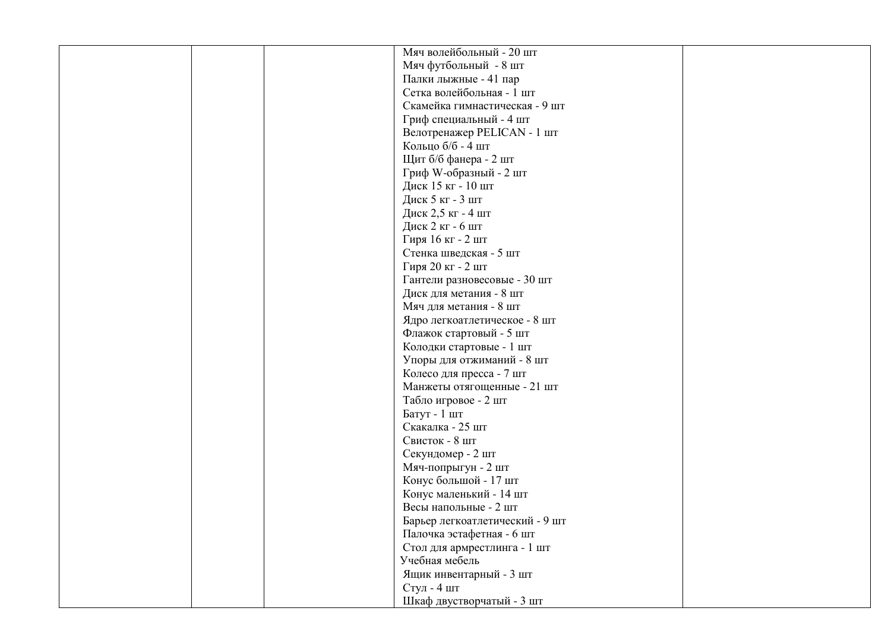|  |  |  | Мяч волейбольный - 20 шт<br>Мяч футбольный  - 8 шт<br>Палки лыжные - 41 пар<br>Сетка волейбольная - 1 шт<br>Скамейка гимнастическая - 9 шт<br>Гриф специальный - 4 шт<br>Велотренажер PELICAN - 1 шт<br>Кольцо б/б - 4 шт<br>Щит б/б фанера - 2 шт<br>Гриф W-образный - 2 шт<br>Диск 15 кг - 10 шт<br>Диск 5 кг - 3 шт<br>Диск 2,5 кг - 4 шт<br>Диск 2 кг - 6 шт<br>Гиря 16 кг - 2 шт<br>Стенка шведская - 5 шт<br>Гиря 20 кг - 2 шт<br>Гантели разновесовые - 30 шт<br>Диск для метания - 8 шт<br>Мяч для метания - 8 шт<br>Ядро легкоатлетическое - 8 шт<br>Флажок стартовый - 5 шт<br>Колодки стартовые - 1 шт<br>Упоры для отжиманий - 8 шт<br>Колесо для пресса - 7 шт<br>Манжеты отягощенные - 21 шт<br>Табло игровое - 2 шт<br>Батут - 1 шт<br>Скакалка - 25 шт<br>Свисток - 8 шт<br>Секундомер - 2 шт<br>Мяч-попрыгун - 2 шт<br>Конус большой - 17 шт<br>Конус маленький - 14 шт<br>Весы напольные - 2 шт<br>Барьер легкоатлетический - 9 шт<br>Палочка эстафетная - 6 шт<br>Стол для армрестлинга - 1 шт<br>Учебная мебель<br>Ящик инвентарный - 3 шт<br>Стул - 4 шт<br>Шкаф двустворчатый - 3 шт |  |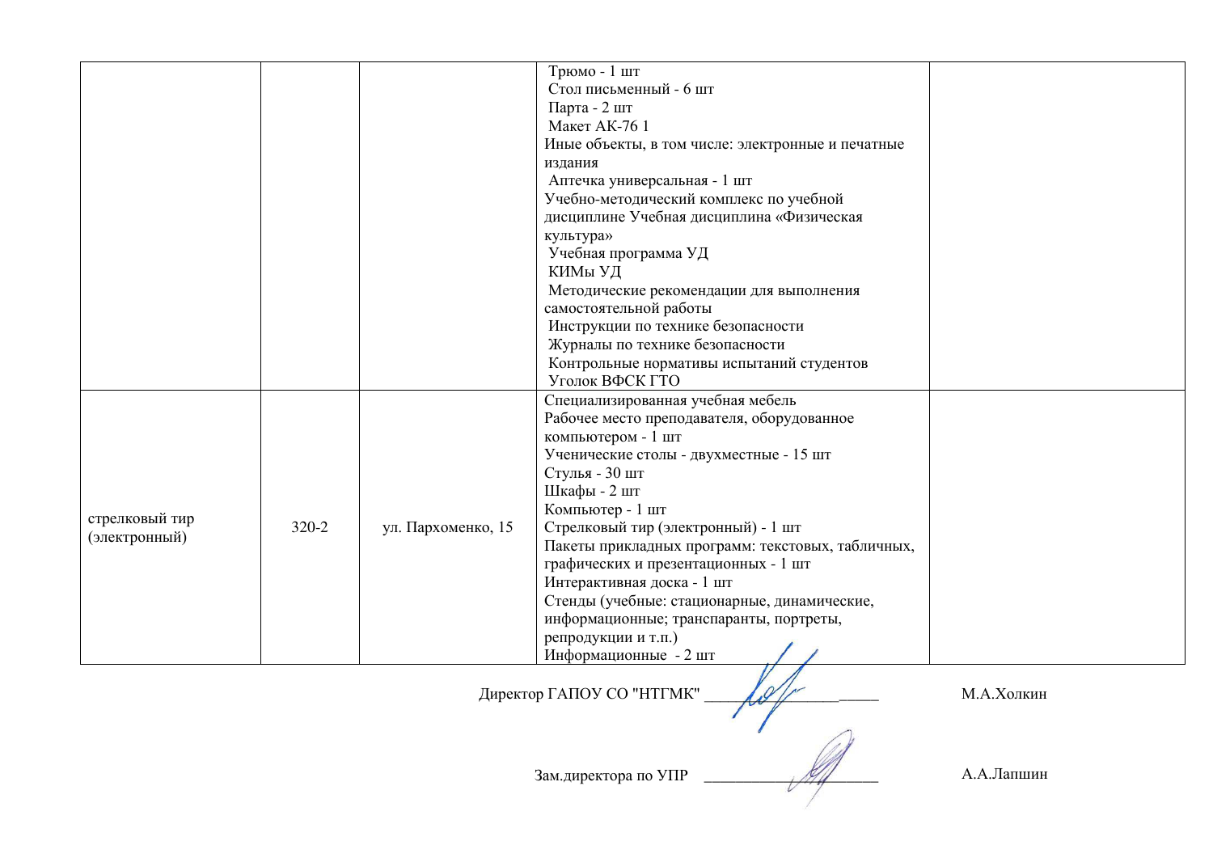| | | | | |
|---|---|---|---|---|
| | | | Трюмо - 1 шт<br>Стол письменный - 6 шт<br>Парта - 2 шт<br>Макет АК-76 1<br>Иные объекты, в том числе: электронные и печатные издания<br>Аптечка универсальная - 1 шт<br>Учебно-методический комплекс по учебной дисциплине Учебная дисциплина «Физическая культура»<br>Учебная программа УД<br>КИМы УД<br>Методические рекомендации для выполнения самостоятельной работы<br>Инструкции по технике безопасности<br>Журналы по технике безопасности<br>Контрольные нормативы испытаний студентов<br>Уголок ВФСК ГТО | |
| стрелковый тир (электронный) | 320-2 | ул. Пархоменко, 15 | Специализированная учебная мебель<br>Рабочее место преподавателя, оборудованное компьютером - 1 шт<br>Ученические столы - двухместные - 15 шт<br>Стулья - 30 шт<br>Шкафы - 2 шт<br>Компьютер - 1 шт<br>Стрелковый тир (электронный) - 1 шт<br>Пакеты прикладных программ: текстовых, табличных, графических и презентационных - 1 шт<br>Интерактивная доска - 1 шт<br>Стенды (учебные: стационарные, динамические, информационные; транспаранты, портреты, репродукции и т.п.)<br>Информационные - 2 шт | |

Директор ГАПОУ СО "НТГМК" ______________________ М.А.Холкин

Зам.директора по УПР ______________________ А.А.Лапшин